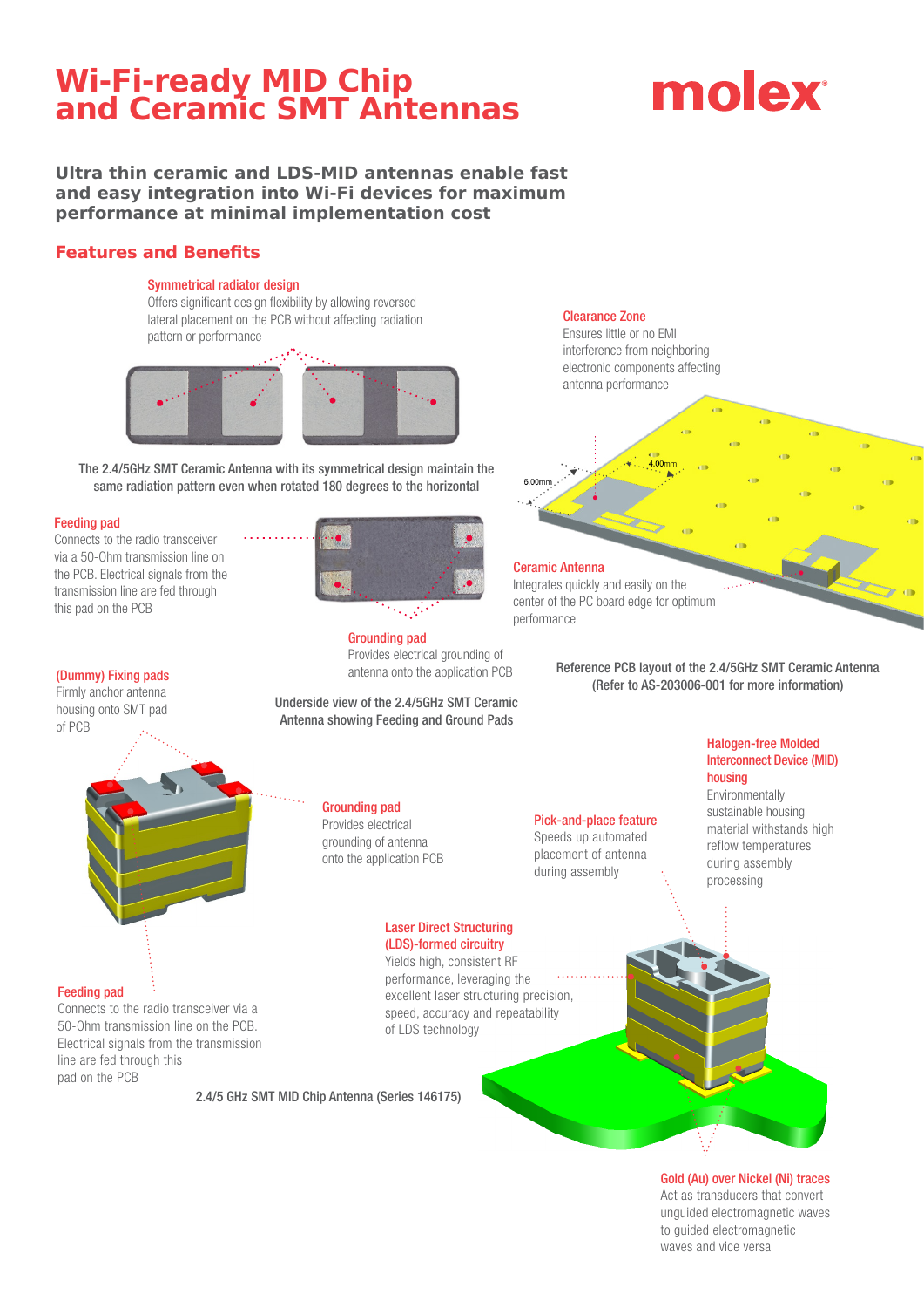# Wi-Fi-ready MID Chip and Ceramic SMT Antennas

molex

**Ultra thin ceramic and LDS-MID antennas enable fast and easy integration into Wi-Fi devices for maximum performance at minimal implementation cost**

## Features and Benefits

### Symmetrical radiator design
Offers significant design flexibility by allowing reversed lateral placement on the PCB without affecting radiation pattern or performance

The 2.4/5GHz SMT Ceramic Antenna with its symmetrical design maintain the same radiation pattern even when rotated 180 degrees to the horizontal

### Clearance Zone
Ensures little or no EMI interference from neighboring electronic components affecting antenna performance

6.00mm

4.00mm

### Ceramic Antenna
Integrates quickly and easily on the center of the PC board edge for optimum performance

Reference PCB layout of the 2.4/5GHz SMT Ceramic Antenna (Refer to AS-203006-001 for more information)

### Feeding pad
Connects to the radio transceiver via a 50-Ohm transmission line on the PCB. Electrical signals from the transmission line are fed through this pad on the PCB

### Grounding pad
Provides electrical grounding of antenna onto the application PCB

Underside view of the 2.4/5GHz SMT Ceramic Antenna showing Feeding and Ground Pads

### (Dummy) Fixing pads
Firmly anchor antenna housing onto SMT pad of PCB

### Grounding pad
Provides electrical grounding of antenna onto the application PCB

### Pick-and-place feature
Speeds up automated placement of antenna during assembly

### Halogen-free Molded Interconnect Device (MID) housing
Environmentally sustainable housing material withstands high reflow temperatures during assembly processing

### Laser Direct Structuring (LDS)-formed circuitry
Yields high, consistent RF performance, leveraging the excellent laser structuring precision, speed, accuracy and repeatability of LDS technology

### Feeding pad
Connects to the radio transceiver via a 50-Ohm transmission line on the PCB. Electrical signals from the transmission line are fed through this pad on the PCB

2.4/5 GHz SMT MID Chip Antenna (Series 146175)

### Gold (Au) over Nickel (Ni) traces
Act as transducers that convert unguided electromagnetic waves to guided electromagnetic waves and vice versa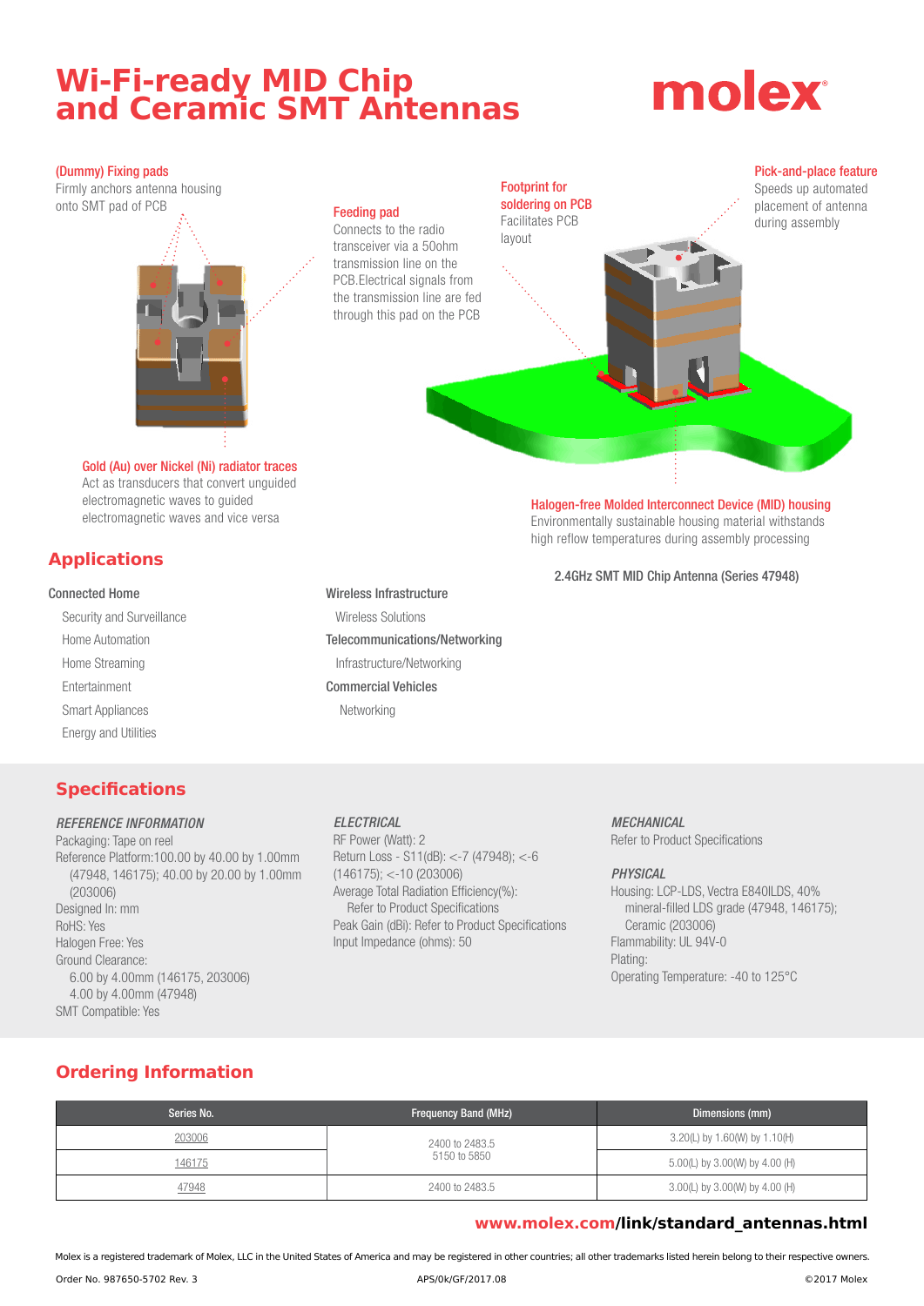# Wi-Fi-ready MID Chip and Ceramic SMT Antennas

molex

**(Dummy) Fixing pads**
Firmly anchors antenna housing onto SMT pad of PCB

**Feeding pad**
Connects to the radio transceiver via a 50ohm transmission line on the PCB.Electrical signals from the transmission line are fed through this pad on the PCB

**Footprint for soldering on PCB**
Facilitates PCB layout

**Pick-and-place feature**
Speeds up automated placement of antenna during assembly

**Gold (Au) over Nickel (Ni) radiator traces**
Act as transducers that convert unguided electromagnetic waves to guided electromagnetic waves and vice versa

**Halogen-free Molded Interconnect Device (MID) housing**
Environmentally sustainable housing material withstands high reflow temperatures during assembly processing

2.4GHz SMT MID Chip Antenna (Series 47948)

## Applications

**Connected Home**

- Security and Surveillance
- Home Automation
- Home Streaming
- Entertainment
- Smart Appliances
- Energy and Utilities

**Wireless Infrastructure**

- Wireless Solutions

**Telecommunications/Networking**

- Infrastructure/Networking

**Commercial Vehicles**

- Networking

## Specifications

*REFERENCE INFORMATION*
Packaging: Tape on reel
Reference Platform:100.00 by 40.00 by 1.00mm (47948, 146175); 40.00 by 20.00 by 1.00mm (203006)
Designed In: mm
RoHS: Yes
Halogen Free: Yes
Ground Clearance:
6.00 by 4.00mm (146175, 203006)
4.00 by 4.00mm (47948)
SMT Compatible: Yes

*ELECTRICAL*
RF Power (Watt): 2
Return Loss - S11(dB): <-7 (47948); <-6 (146175); <-10 (203006)
Average Total Radiation Efficiency(%):
Refer to Product Specifications
Peak Gain (dBi): Refer to Product Specifications
Input Impedance (ohms): 50

*MECHANICAL*
Refer to Product Specifications

*PHYSICAL*
Housing: LCP-LDS, Vectra E840ILDS, 40% mineral-filled LDS grade (47948, 146175); Ceramic (203006)
Flammability: UL 94V-0
Plating:
Operating Temperature: -40 to 125°C

## Ordering Information

| Series No. | Frequency Band (MHz) | Dimensions (mm) |
|---|---|---|
| 203006 | 2400 to 2483.5<br>5150 to 5850 | 3.20(L) by 1.60(W) by 1.10(H) |
| 146175 | | 5.00(L) by 3.00(W) by 4.00 (H) |
| 47948 | 2400 to 2483.5 | 3.00(L) by 3.00(W) by 4.00 (H) |

**www.molex.com/link/standard_antennas.html**

Molex is a registered trademark of Molex, LLC in the United States of America and may be registered in other countries; all other trademarks listed herein belong to their respective owners.

Order No. 987650-5702 Rev. 3 APS/0k/GF/2017.08 ©2017 Molex